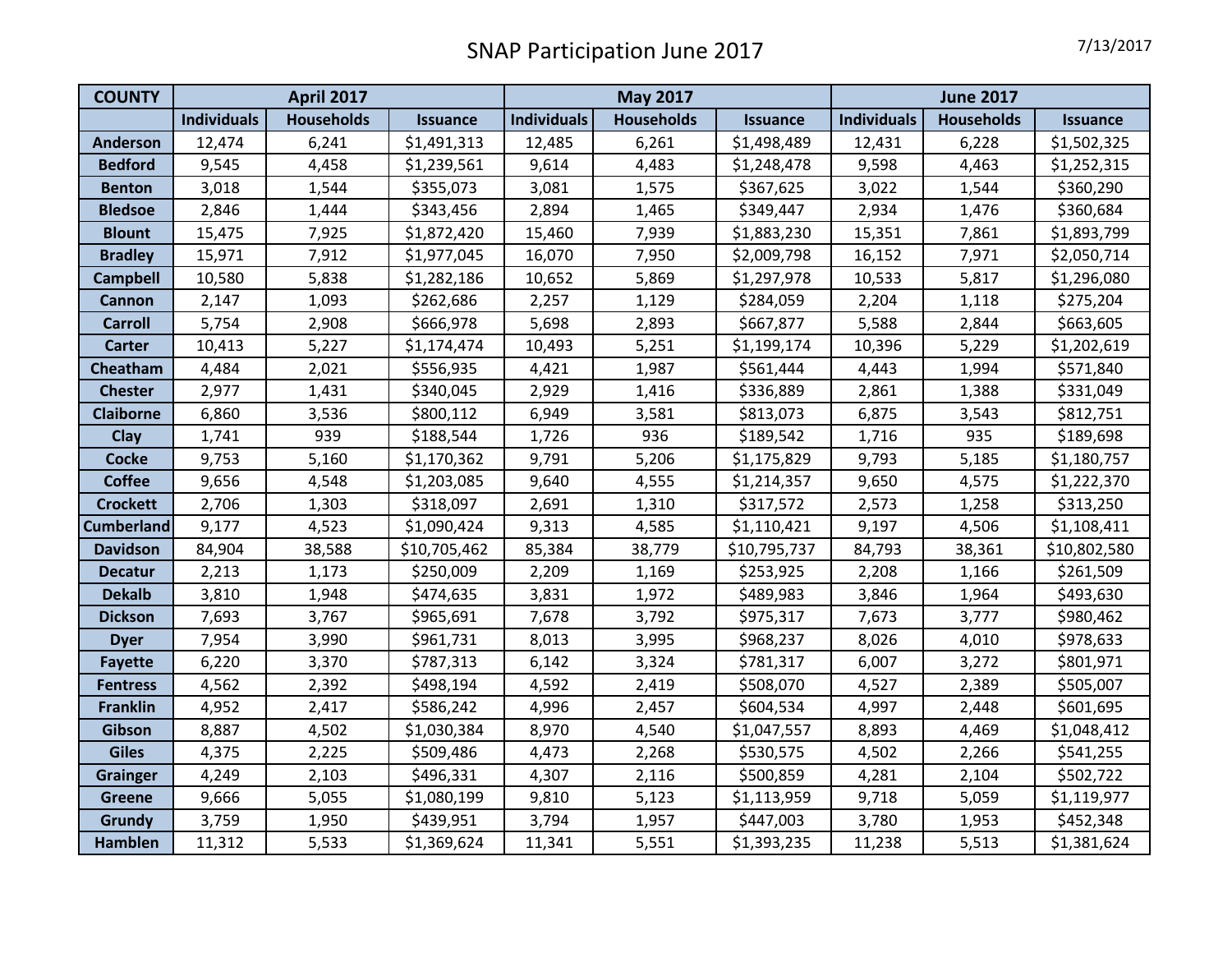# SNAP Participation June 2017

7/13/2017

| COUNTY | April 2017 | | | May 2017 | | | June 2017 | | |
|---|---|---|---|---|---|---|---|---|---|
| | Individuals | Households | Issuance | Individuals | Households | Issuance | Individuals | Households | Issuance |
| Anderson | 12,474 | 6,241 | $1,491,313 | 12,485 | 6,261 | $1,498,489 | 12,431 | 6,228 | $1,502,325 |
| Bedford | 9,545 | 4,458 | $1,239,561 | 9,614 | 4,483 | $1,248,478 | 9,598 | 4,463 | $1,252,315 |
| Benton | 3,018 | 1,544 | $355,073 | 3,081 | 1,575 | $367,625 | 3,022 | 1,544 | $360,290 |
| Bledsoe | 2,846 | 1,444 | $343,456 | 2,894 | 1,465 | $349,447 | 2,934 | 1,476 | $360,684 |
| Blount | 15,475 | 7,925 | $1,872,420 | 15,460 | 7,939 | $1,883,230 | 15,351 | 7,861 | $1,893,799 |
| Bradley | 15,971 | 7,912 | $1,977,045 | 16,070 | 7,950 | $2,009,798 | 16,152 | 7,971 | $2,050,714 |
| Campbell | 10,580 | 5,838 | $1,282,186 | 10,652 | 5,869 | $1,297,978 | 10,533 | 5,817 | $1,296,080 |
| Cannon | 2,147 | 1,093 | $262,686 | 2,257 | 1,129 | $284,059 | 2,204 | 1,118 | $275,204 |
| Carroll | 5,754 | 2,908 | $666,978 | 5,698 | 2,893 | $667,877 | 5,588 | 2,844 | $663,605 |
| Carter | 10,413 | 5,227 | $1,174,474 | 10,493 | 5,251 | $1,199,174 | 10,396 | 5,229 | $1,202,619 |
| Cheatham | 4,484 | 2,021 | $556,935 | 4,421 | 1,987 | $561,444 | 4,443 | 1,994 | $571,840 |
| Chester | 2,977 | 1,431 | $340,045 | 2,929 | 1,416 | $336,889 | 2,861 | 1,388 | $331,049 |
| Claiborne | 6,860 | 3,536 | $800,112 | 6,949 | 3,581 | $813,073 | 6,875 | 3,543 | $812,751 |
| Clay | 1,741 | 939 | $188,544 | 1,726 | 936 | $189,542 | 1,716 | 935 | $189,698 |
| Cocke | 9,753 | 5,160 | $1,170,362 | 9,791 | 5,206 | $1,175,829 | 9,793 | 5,185 | $1,180,757 |
| Coffee | 9,656 | 4,548 | $1,203,085 | 9,640 | 4,555 | $1,214,357 | 9,650 | 4,575 | $1,222,370 |
| Crockett | 2,706 | 1,303 | $318,097 | 2,691 | 1,310 | $317,572 | 2,573 | 1,258 | $313,250 |
| Cumberland | 9,177 | 4,523 | $1,090,424 | 9,313 | 4,585 | $1,110,421 | 9,197 | 4,506 | $1,108,411 |
| Davidson | 84,904 | 38,588 | $10,705,462 | 85,384 | 38,779 | $10,795,737 | 84,793 | 38,361 | $10,802,580 |
| Decatur | 2,213 | 1,173 | $250,009 | 2,209 | 1,169 | $253,925 | 2,208 | 1,166 | $261,509 |
| Dekalb | 3,810 | 1,948 | $474,635 | 3,831 | 1,972 | $489,983 | 3,846 | 1,964 | $493,630 |
| Dickson | 7,693 | 3,767 | $965,691 | 7,678 | 3,792 | $975,317 | 7,673 | 3,777 | $980,462 |
| Dyer | 7,954 | 3,990 | $961,731 | 8,013 | 3,995 | $968,237 | 8,026 | 4,010 | $978,633 |
| Fayette | 6,220 | 3,370 | $787,313 | 6,142 | 3,324 | $781,317 | 6,007 | 3,272 | $801,971 |
| Fentress | 4,562 | 2,392 | $498,194 | 4,592 | 2,419 | $508,070 | 4,527 | 2,389 | $505,007 |
| Franklin | 4,952 | 2,417 | $586,242 | 4,996 | 2,457 | $604,534 | 4,997 | 2,448 | $601,695 |
| Gibson | 8,887 | 4,502 | $1,030,384 | 8,970 | 4,540 | $1,047,557 | 8,893 | 4,469 | $1,048,412 |
| Giles | 4,375 | 2,225 | $509,486 | 4,473 | 2,268 | $530,575 | 4,502 | 2,266 | $541,255 |
| Grainger | 4,249 | 2,103 | $496,331 | 4,307 | 2,116 | $500,859 | 4,281 | 2,104 | $502,722 |
| Greene | 9,666 | 5,055 | $1,080,199 | 9,810 | 5,123 | $1,113,959 | 9,718 | 5,059 | $1,119,977 |
| Grundy | 3,759 | 1,950 | $439,951 | 3,794 | 1,957 | $447,003 | 3,780 | 1,953 | $452,348 |
| Hamblen | 11,312 | 5,533 | $1,369,624 | 11,341 | 5,551 | $1,393,235 | 11,238 | 5,513 | $1,381,624 |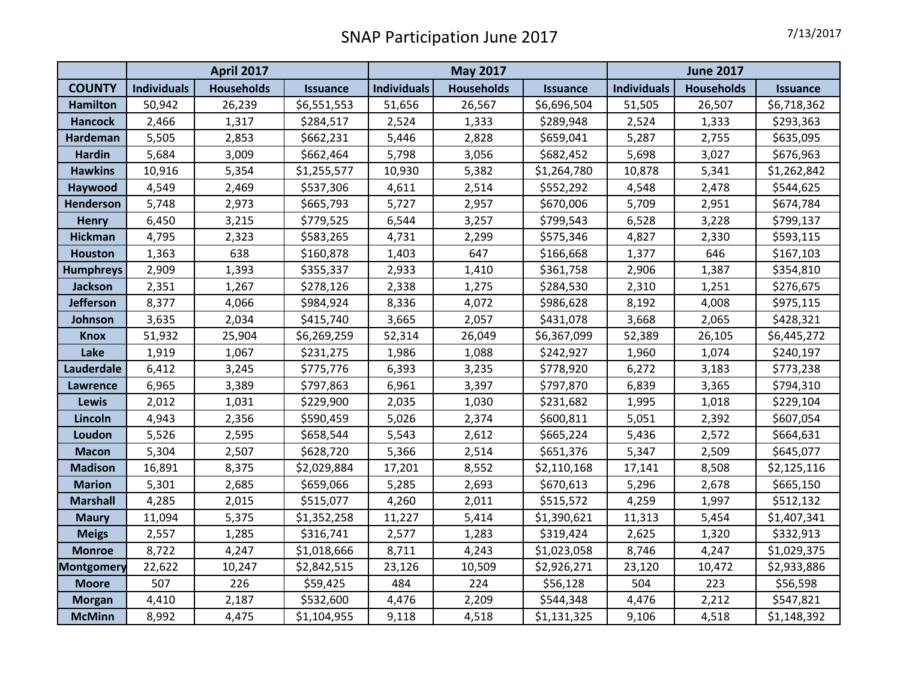# SNAP Participation June 2017

7/13/2017

| | April 2017 | | | May 2017 | | | June 2017 | | |
|---|---|---|---|---|---|---|---|---|---|
| **COUNTY** | **Individuals** | **Households** | **Issuance** | **Individuals** | **Households** | **Issuance** | **Individuals** | **Households** | **Issuance** |
| **Hamilton** | 50,942 | 26,239 | $6,551,553 | 51,656 | 26,567 | $6,696,504 | 51,505 | 26,507 | $6,718,362 |
| **Hancock** | 2,466 | 1,317 | $284,517 | 2,524 | 1,333 | $289,948 | 2,524 | 1,333 | $293,363 |
| **Hardeman** | 5,505 | 2,853 | $662,231 | 5,446 | 2,828 | $659,041 | 5,287 | 2,755 | $635,095 |
| **Hardin** | 5,684 | 3,009 | $662,464 | 5,798 | 3,056 | $682,452 | 5,698 | 3,027 | $676,963 |
| **Hawkins** | 10,916 | 5,354 | $1,255,577 | 10,930 | 5,382 | $1,264,780 | 10,878 | 5,341 | $1,262,842 |
| **Haywood** | 4,549 | 2,469 | $537,306 | 4,611 | 2,514 | $552,292 | 4,548 | 2,478 | $544,625 |
| **Henderson** | 5,748 | 2,973 | $665,793 | 5,727 | 2,957 | $670,006 | 5,709 | 2,951 | $674,784 |
| **Henry** | 6,450 | 3,215 | $779,525 | 6,544 | 3,257 | $799,543 | 6,528 | 3,228 | $799,137 |
| **Hickman** | 4,795 | 2,323 | $583,265 | 4,731 | 2,299 | $575,346 | 4,827 | 2,330 | $593,115 |
| **Houston** | 1,363 | 638 | $160,878 | 1,403 | 647 | $166,668 | 1,377 | 646 | $167,103 |
| **Humphreys** | 2,909 | 1,393 | $355,337 | 2,933 | 1,410 | $361,758 | 2,906 | 1,387 | $354,810 |
| **Jackson** | 2,351 | 1,267 | $278,126 | 2,338 | 1,275 | $284,530 | 2,310 | 1,251 | $276,675 |
| **Jefferson** | 8,377 | 4,066 | $984,924 | 8,336 | 4,072 | $986,628 | 8,192 | 4,008 | $975,115 |
| **Johnson** | 3,635 | 2,034 | $415,740 | 3,665 | 2,057 | $431,078 | 3,668 | 2,065 | $428,321 |
| **Knox** | 51,932 | 25,904 | $6,269,259 | 52,314 | 26,049 | $6,367,099 | 52,389 | 26,105 | $6,445,272 |
| **Lake** | 1,919 | 1,067 | $231,275 | 1,986 | 1,088 | $242,927 | 1,960 | 1,074 | $240,197 |
| **Lauderdale** | 6,412 | 3,245 | $775,776 | 6,393 | 3,235 | $778,920 | 6,272 | 3,183 | $773,238 |
| **Lawrence** | 6,965 | 3,389 | $797,863 | 6,961 | 3,397 | $797,870 | 6,839 | 3,365 | $794,310 |
| **Lewis** | 2,012 | 1,031 | $229,900 | 2,035 | 1,030 | $231,682 | 1,995 | 1,018 | $229,104 |
| **Lincoln** | 4,943 | 2,356 | $590,459 | 5,026 | 2,374 | $600,811 | 5,051 | 2,392 | $607,054 |
| **Loudon** | 5,526 | 2,595 | $658,544 | 5,543 | 2,612 | $665,224 | 5,436 | 2,572 | $664,631 |
| **Macon** | 5,304 | 2,507 | $628,720 | 5,366 | 2,514 | $651,376 | 5,347 | 2,509 | $645,077 |
| **Madison** | 16,891 | 8,375 | $2,029,884 | 17,201 | 8,552 | $2,110,168 | 17,141 | 8,508 | $2,125,116 |
| **Marion** | 5,301 | 2,685 | $659,066 | 5,285 | 2,693 | $670,613 | 5,296 | 2,678 | $665,150 |
| **Marshall** | 4,285 | 2,015 | $515,077 | 4,260 | 2,011 | $515,572 | 4,259 | 1,997 | $512,132 |
| **Maury** | 11,094 | 5,375 | $1,352,258 | 11,227 | 5,414 | $1,390,621 | 11,313 | 5,454 | $1,407,341 |
| **Meigs** | 2,557 | 1,285 | $316,741 | 2,577 | 1,283 | $319,424 | 2,625 | 1,320 | $332,913 |
| **Monroe** | 8,722 | 4,247 | $1,018,666 | 8,711 | 4,243 | $1,023,058 | 8,746 | 4,247 | $1,029,375 |
| **Montgomery** | 22,622 | 10,247 | $2,842,515 | 23,126 | 10,509 | $2,926,271 | 23,120 | 10,472 | $2,933,886 |
| **Moore** | 507 | 226 | $59,425 | 484 | 224 | $56,128 | 504 | 223 | $56,598 |
| **Morgan** | 4,410 | 2,187 | $532,600 | 4,476 | 2,209 | $544,348 | 4,476 | 2,212 | $547,821 |
| **McMinn** | 8,992 | 4,475 | $1,104,955 | 9,118 | 4,518 | $1,131,325 | 9,106 | 4,518 | $1,148,392 |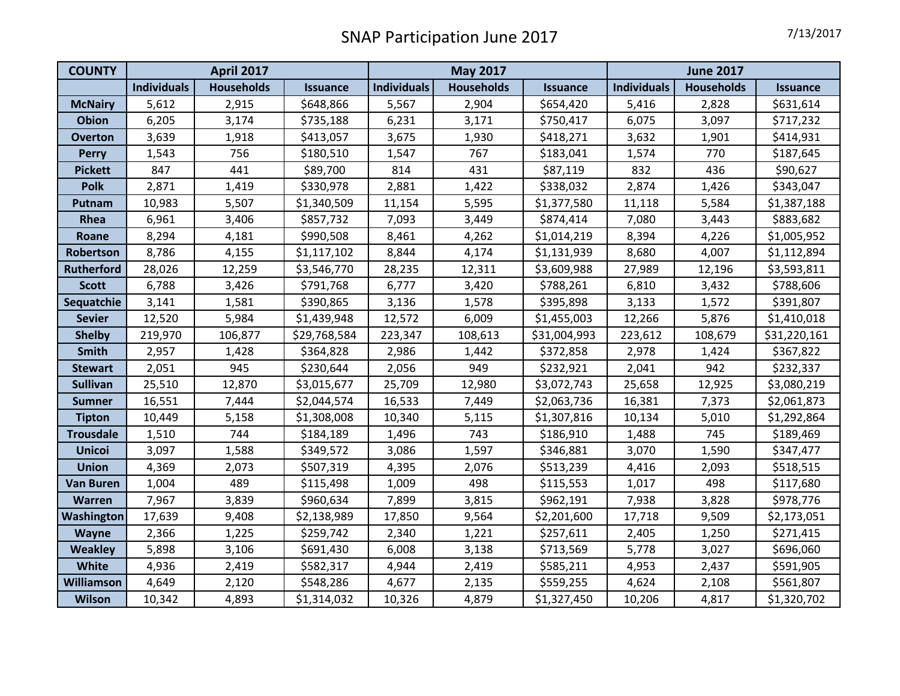# SNAP Participation June 2017

7/13/2017

| COUNTY | April 2017 | | | May 2017 | | | June 2017 | | |
|---|---|---|---|---|---|---|---|---|---|
| | Individuals | Households | Issuance | Individuals | Households | Issuance | Individuals | Households | Issuance |
| McNairy | 5,612 | 2,915 | $648,866 | 5,567 | 2,904 | $654,420 | 5,416 | 2,828 | $631,614 |
| Obion | 6,205 | 3,174 | $735,188 | 6,231 | 3,171 | $750,417 | 6,075 | 3,097 | $717,232 |
| Overton | 3,639 | 1,918 | $413,057 | 3,675 | 1,930 | $418,271 | 3,632 | 1,901 | $414,931 |
| Perry | 1,543 | 756 | $180,510 | 1,547 | 767 | $183,041 | 1,574 | 770 | $187,645 |
| Pickett | 847 | 441 | $89,700 | 814 | 431 | $87,119 | 832 | 436 | $90,627 |
| Polk | 2,871 | 1,419 | $330,978 | 2,881 | 1,422 | $338,032 | 2,874 | 1,426 | $343,047 |
| Putnam | 10,983 | 5,507 | $1,340,509 | 11,154 | 5,595 | $1,377,580 | 11,118 | 5,584 | $1,387,188 |
| Rhea | 6,961 | 3,406 | $857,732 | 7,093 | 3,449 | $874,414 | 7,080 | 3,443 | $883,682 |
| Roane | 8,294 | 4,181 | $990,508 | 8,461 | 4,262 | $1,014,219 | 8,394 | 4,226 | $1,005,952 |
| Robertson | 8,786 | 4,155 | $1,117,102 | 8,844 | 4,174 | $1,131,939 | 8,680 | 4,007 | $1,112,894 |
| Rutherford | 28,026 | 12,259 | $3,546,770 | 28,235 | 12,311 | $3,609,988 | 27,989 | 12,196 | $3,593,811 |
| Scott | 6,788 | 3,426 | $791,768 | 6,777 | 3,420 | $788,261 | 6,810 | 3,432 | $788,606 |
| Sequatchie | 3,141 | 1,581 | $390,865 | 3,136 | 1,578 | $395,898 | 3,133 | 1,572 | $391,807 |
| Sevier | 12,520 | 5,984 | $1,439,948 | 12,572 | 6,009 | $1,455,003 | 12,266 | 5,876 | $1,410,018 |
| Shelby | 219,970 | 106,877 | $29,768,584 | 223,347 | 108,613 | $31,004,993 | 223,612 | 108,679 | $31,220,161 |
| Smith | 2,957 | 1,428 | $364,828 | 2,986 | 1,442 | $372,858 | 2,978 | 1,424 | $367,822 |
| Stewart | 2,051 | 945 | $230,644 | 2,056 | 949 | $232,921 | 2,041 | 942 | $232,337 |
| Sullivan | 25,510 | 12,870 | $3,015,677 | 25,709 | 12,980 | $3,072,743 | 25,658 | 12,925 | $3,080,219 |
| Sumner | 16,551 | 7,444 | $2,044,574 | 16,533 | 7,449 | $2,063,736 | 16,381 | 7,373 | $2,061,873 |
| Tipton | 10,449 | 5,158 | $1,308,008 | 10,340 | 5,115 | $1,307,816 | 10,134 | 5,010 | $1,292,864 |
| Trousdale | 1,510 | 744 | $184,189 | 1,496 | 743 | $186,910 | 1,488 | 745 | $189,469 |
| Unicoi | 3,097 | 1,588 | $349,572 | 3,086 | 1,597 | $346,881 | 3,070 | 1,590 | $347,477 |
| Union | 4,369 | 2,073 | $507,319 | 4,395 | 2,076 | $513,239 | 4,416 | 2,093 | $518,515 |
| Van Buren | 1,004 | 489 | $115,498 | 1,009 | 498 | $115,553 | 1,017 | 498 | $117,680 |
| Warren | 7,967 | 3,839 | $960,634 | 7,899 | 3,815 | $962,191 | 7,938 | 3,828 | $978,776 |
| Washington | 17,639 | 9,408 | $2,138,989 | 17,850 | 9,564 | $2,201,600 | 17,718 | 9,509 | $2,173,051 |
| Wayne | 2,366 | 1,225 | $259,742 | 2,340 | 1,221 | $257,611 | 2,405 | 1,250 | $271,415 |
| Weakley | 5,898 | 3,106 | $691,430 | 6,008 | 3,138 | $713,569 | 5,778 | 3,027 | $696,060 |
| White | 4,936 | 2,419 | $582,317 | 4,944 | 2,419 | $585,211 | 4,953 | 2,437 | $591,905 |
| Williamson | 4,649 | 2,120 | $548,286 | 4,677 | 2,135 | $559,255 | 4,624 | 2,108 | $561,807 |
| Wilson | 10,342 | 4,893 | $1,314,032 | 10,326 | 4,879 | $1,327,450 | 10,206 | 4,817 | $1,320,702 |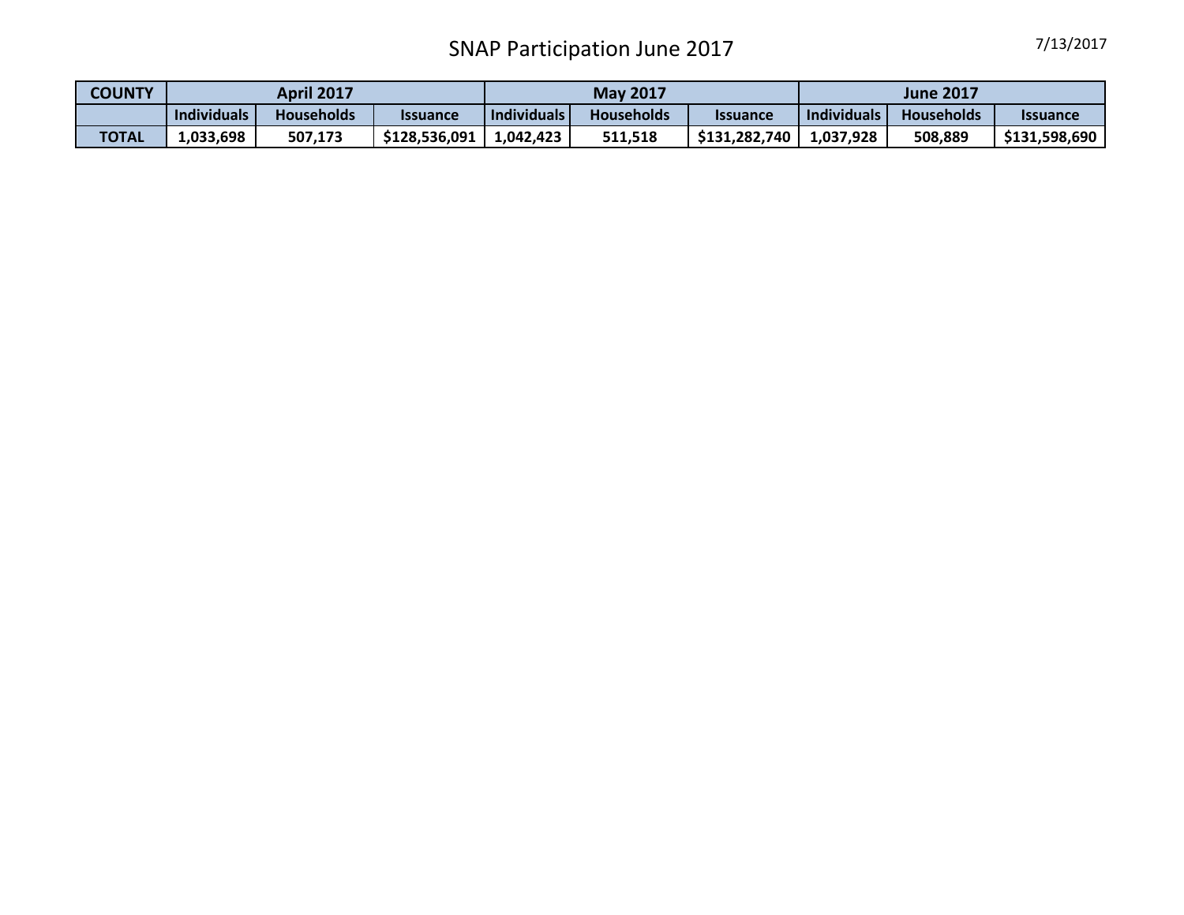# SNAP Participation June 2017

7/13/2017

| COUNTY | April 2017 | | | May 2017 | | | June 2017 | | |
|---|---|---|---|---|---|---|---|---|---|
| | Individuals | Households | Issuance | Individuals | Households | Issuance | Individuals | Households | Issuance |
| TOTAL | 1,033,698 | 507,173 | $128,536,091 | 1,042,423 | 511,518 | $131,282,740 | 1,037,928 | 508,889 | $131,598,690 |